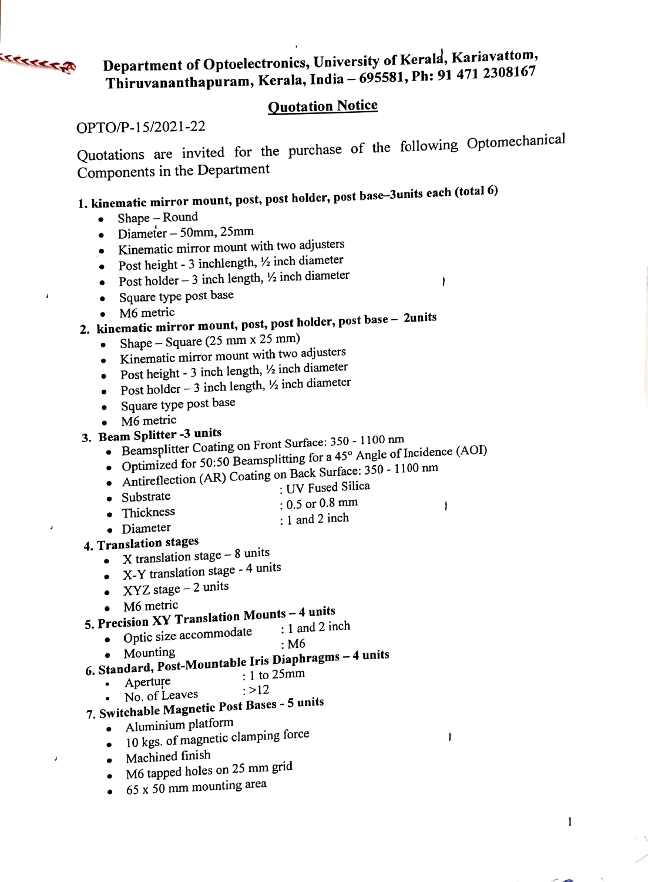**Department of Optoelectronics, University of Kerala, Kariavattom, Thiruvananthapuram, Kerala, India – 695581, Ph: 91 471 2308167**

## Quotation Notice

OPTO/P-15/2021-22

Quotations are invited for the purchase of the following Optomechanical Components in the Department

1. **kinematic mirror mount, post, post holder, post base–3units each (total 6)**
   - Shape – Round
   - Diameter – 50mm, 25mm
   - Kinematic mirror mount with two adjusters
   - Post height - 3 inchlength, ½ inch diameter
   - Post holder – 3 inch length, ½ inch diameter
   - Square type post base
   - M6 metric
2. **kinematic mirror mount, post, post holder, post base – 2units**
   - Shape – Square (25 mm x 25 mm)
   - Kinematic mirror mount with two adjusters
   - Post height - 3 inch length, ½ inch diameter
   - Post holder – 3 inch length, ½ inch diameter
   - Square type post base
   - M6 metric
3. **Beam Splitter -3 units**
   - Beamsplitter Coating on Front Surface: 350 - 1100 nm
   - Optimized for 50:50 Beamsplitting for a 45° Angle of Incidence (AOI)
   - Antireflection (AR) Coating on Back Surface: 350 - 1100 nm
   - Substrate : UV Fused Silica
   - Thickness : 0.5 or 0.8 mm
   - Diameter : 1 and 2 inch
4. **Translation stages**
   - X translation stage – 8 units
   - X-Y translation stage - 4 units
   - XYZ stage – 2 units
   - M6 metric
5. **Precision XY Translation Mounts – 4 units**
   - Optic size accommodate : 1 and 2 inch
   - Mounting : M6
6. **Standard, Post-Mountable Iris Diaphragms – 4 units**
   - Aperture : 1 to 25mm
   - No. of Leaves : >12
7. **Switchable Magnetic Post Bases - 5 units**
   - Aluminium platform
   - 10 kgs. of magnetic clamping force
   - Machined finish
   - M6 tapped holes on 25 mm grid
   - 65 x 50 mm mounting area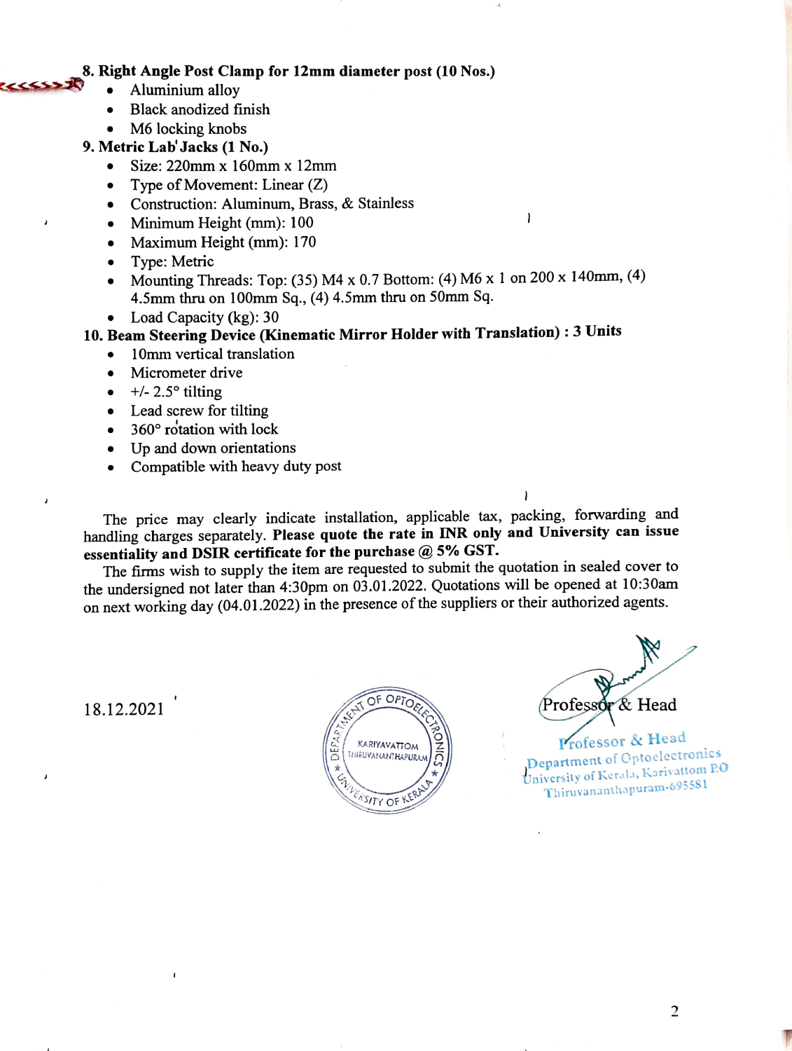**8. Right Angle Post Clamp for 12mm diameter post (10 Nos.)**

- Aluminium alloy
- Black anodized finish
- M6 locking knobs

**9. Metric Lab Jacks (1 No.)**

- Size: 220mm x 160mm x 12mm
- Type of Movement: Linear (Z)
- Construction: Aluminum, Brass, & Stainless
- Minimum Height (mm): 100
- Maximum Height (mm): 170
- Type: Metric
- Mounting Threads: Top: (35) M4 x 0.7 Bottom: (4) M6 x 1 on 200 x 140mm, (4) 4.5mm thru on 100mm Sq., (4) 4.5mm thru on 50mm Sq.
- Load Capacity (kg): 30

**10. Beam Steering Device (Kinematic Mirror Holder with Translation) : 3 Units**

- 10mm vertical translation
- Micrometer drive
- +/- 2.5° tilting
- Lead screw for tilting
- 360° rotation with lock
- Up and down orientations
- Compatible with heavy duty post

The price may clearly indicate installation, applicable tax, packing, forwarding and handling charges separately. **Please quote the rate in INR only and University can issue essentiality and DSIR certificate for the purchase @ 5% GST.**

The firms wish to supply the item are requested to submit the quotation in sealed cover to the undersigned not later than 4:30pm on 03.01.2022. Quotations will be opened at 10:30am on next working day (04.01.2022) in the presence of the suppliers or their authorized agents.

18.12.2021

DEPARTMENT OF OPTOELECTRONICS
KARIYAVATTOM
THIRUVANANTHAPURAM
UNIVERSITY OF KERALA

Professor & Head

Professor & Head
Department of Optoelectronics
University of Kerala, Karivattom P.O
Thiruvananthapuram-695581